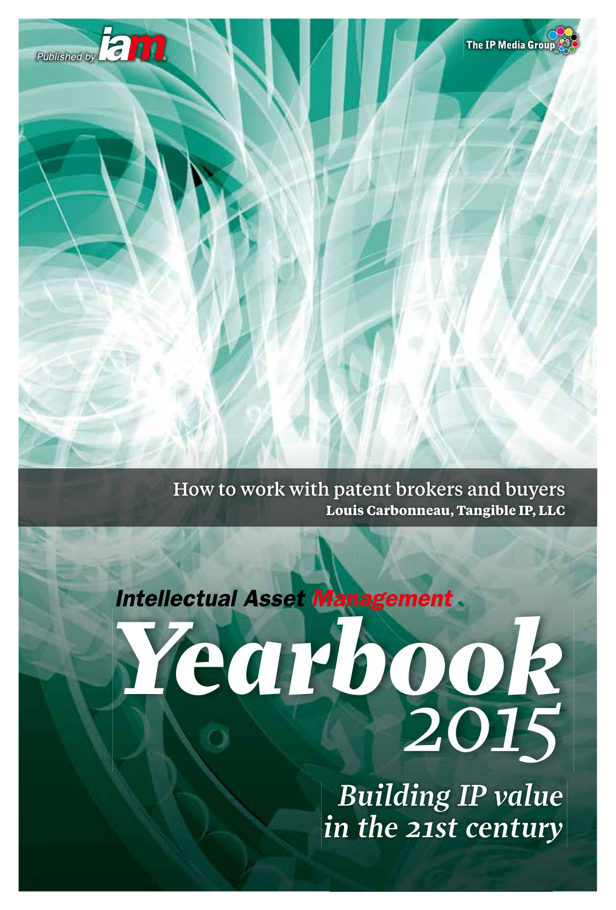Published by iam

The IP Media Group

How to work with patent brokers and buyers
**Louis Carbonneau, Tangible IP, LLC**

*Intellectual Asset Management*

# *Yearbook 2015*

## *Building IP value in the 21st century*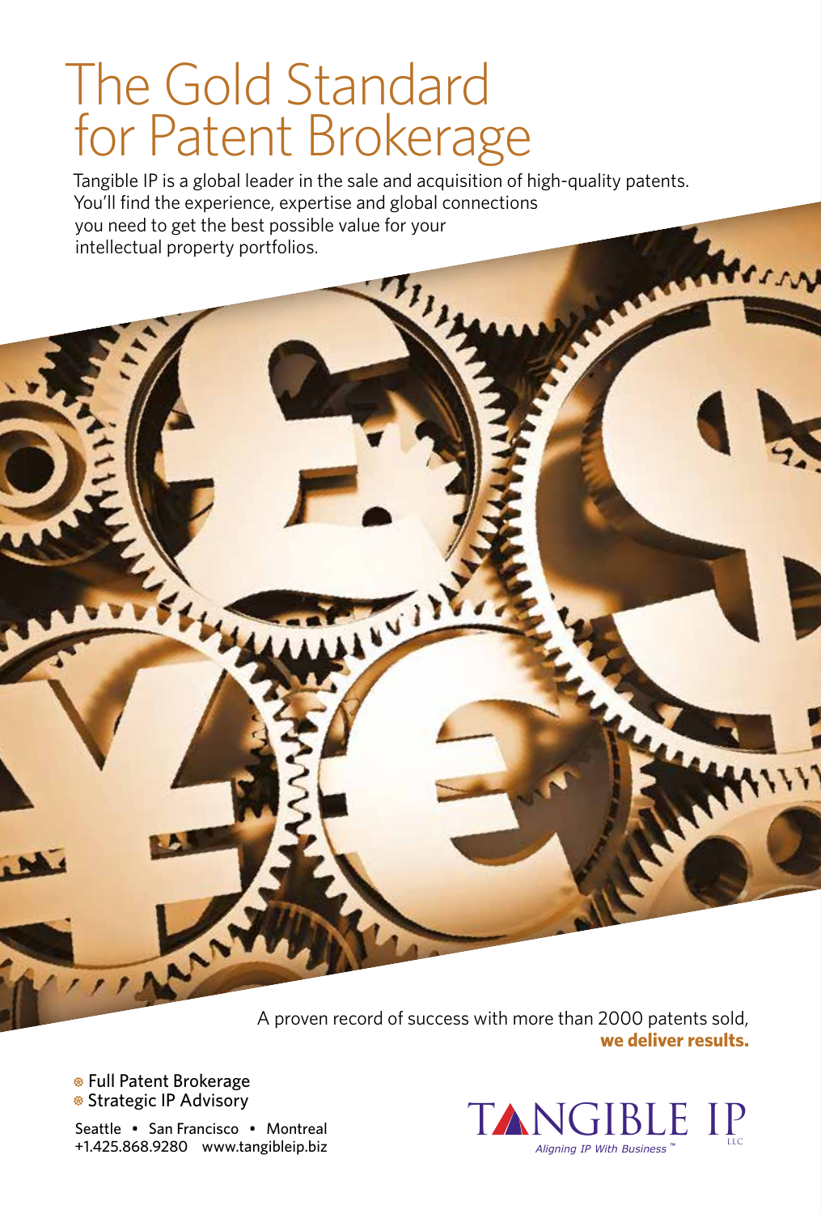# The Gold Standard for Patent Brokerage

Tangible IP is a global leader in the sale and acquisition of high-quality patents. You'll find the experience, expertise and global connections you need to get the best possible value for your intellectual property portfolios.

A proven record of success with more than 2000 patents sold, **we deliver results.**

- Full Patent Brokerage
- Strategic IP Advisory

Seattle • San Francisco • Montreal
+1.425.868.9280 www.tangibleip.biz

TANGIBLE IP LLC
*Aligning IP With Business™*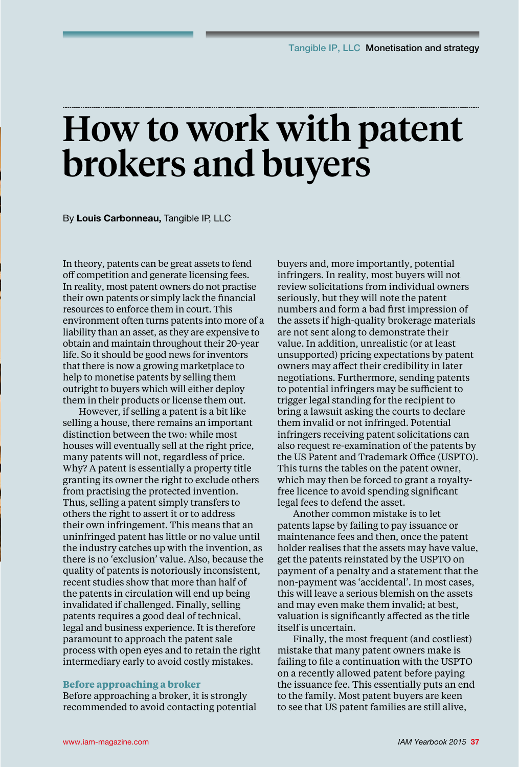# How to work with patent brokers and buyers

By **Louis Carbonneau,** Tangible IP, LLC

In theory, patents can be great assets to fend off competition and generate licensing fees. In reality, most patent owners do not practise their own patents or simply lack the financial resources to enforce them in court. This environment often turns patents into more of a liability than an asset, as they are expensive to obtain and maintain throughout their 20-year life. So it should be good news for inventors that there is now a growing marketplace to help to monetise patents by selling them outright to buyers which will either deploy them in their products or license them out.

However, if selling a patent is a bit like selling a house, there remains an important distinction between the two: while most houses will eventually sell at the right price, many patents will not, regardless of price. Why? A patent is essentially a property title granting its owner the right to exclude others from practising the protected invention. Thus, selling a patent simply transfers to others the right to assert it or to address their own infringement. This means that an uninfringed patent has little or no value until the industry catches up with the invention, as there is no 'exclusion' value. Also, because the quality of patents is notoriously inconsistent, recent studies show that more than half of the patents in circulation will end up being invalidated if challenged. Finally, selling patents requires a good deal of technical, legal and business experience. It is therefore paramount to approach the patent sale process with open eyes and to retain the right intermediary early to avoid costly mistakes.

## Before approaching a broker

Before approaching a broker, it is strongly recommended to avoid contacting potential buyers and, more importantly, potential infringers. In reality, most buyers will not review solicitations from individual owners seriously, but they will note the patent numbers and form a bad first impression of the assets if high-quality brokerage materials are not sent along to demonstrate their value. In addition, unrealistic (or at least unsupported) pricing expectations by patent owners may affect their credibility in later negotiations. Furthermore, sending patents to potential infringers may be sufficient to trigger legal standing for the recipient to bring a lawsuit asking the courts to declare them invalid or not infringed. Potential infringers receiving patent solicitations can also request re-examination of the patents by the US Patent and Trademark Office (USPTO). This turns the tables on the patent owner, which may then be forced to grant a royalty-free licence to avoid spending significant legal fees to defend the asset.

Another common mistake is to let patents lapse by failing to pay issuance or maintenance fees and then, once the patent holder realises that the assets may have value, get the patents reinstated by the USPTO on payment of a penalty and a statement that the non-payment was 'accidental'. In most cases, this will leave a serious blemish on the assets and may even make them invalid; at best, valuation is significantly affected as the title itself is uncertain.

Finally, the most frequent (and costliest) mistake that many patent owners make is failing to file a continuation with the USPTO on a recently allowed patent before paying the issuance fee. This essentially puts an end to the family. Most patent buyers are keen to see that US patent families are still alive,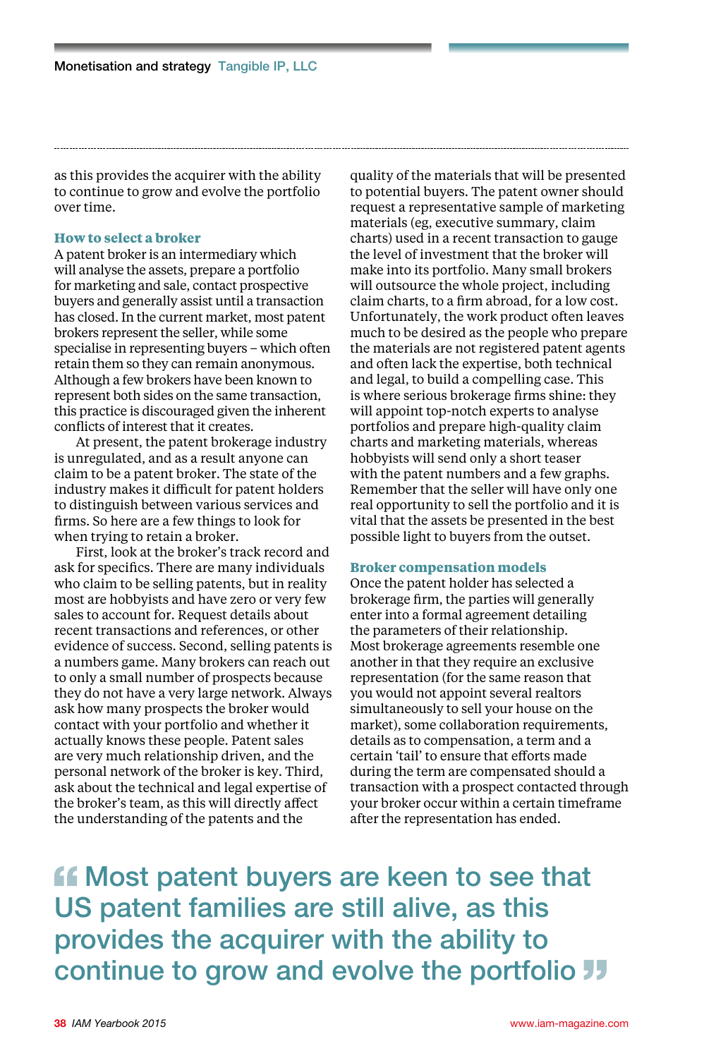as this provides the acquirer with the ability to continue to grow and evolve the portfolio over time.

## How to select a broker

A patent broker is an intermediary which will analyse the assets, prepare a portfolio for marketing and sale, contact prospective buyers and generally assist until a transaction has closed. In the current market, most patent brokers represent the seller, while some specialise in representing buyers – which often retain them so they can remain anonymous. Although a few brokers have been known to represent both sides on the same transaction, this practice is discouraged given the inherent conflicts of interest that it creates.

At present, the patent brokerage industry is unregulated, and as a result anyone can claim to be a patent broker. The state of the industry makes it difficult for patent holders to distinguish between various services and firms. So here are a few things to look for when trying to retain a broker.

First, look at the broker's track record and ask for specifics. There are many individuals who claim to be selling patents, but in reality most are hobbyists and have zero or very few sales to account for. Request details about recent transactions and references, or other evidence of success. Second, selling patents is a numbers game. Many brokers can reach out to only a small number of prospects because they do not have a very large network. Always ask how many prospects the broker would contact with your portfolio and whether it actually knows these people. Patent sales are very much relationship driven, and the personal network of the broker is key. Third, ask about the technical and legal expertise of the broker's team, as this will directly affect the understanding of the patents and the quality of the materials that will be presented to potential buyers. The patent owner should request a representative sample of marketing materials (eg, executive summary, claim charts) used in a recent transaction to gauge the level of investment that the broker will make into its portfolio. Many small brokers will outsource the whole project, including claim charts, to a firm abroad, for a low cost. Unfortunately, the work product often leaves much to be desired as the people who prepare the materials are not registered patent agents and often lack the expertise, both technical and legal, to build a compelling case. This is where serious brokerage firms shine: they will appoint top-notch experts to analyse portfolios and prepare high-quality claim charts and marketing materials, whereas hobbyists will send only a short teaser with the patent numbers and a few graphs. Remember that the seller will have only one real opportunity to sell the portfolio and it is vital that the assets be presented in the best possible light to buyers from the outset.

## Broker compensation models

Once the patent holder has selected a brokerage firm, the parties will generally enter into a formal agreement detailing the parameters of their relationship. Most brokerage agreements resemble one another in that they require an exclusive representation (for the same reason that you would not appoint several realtors simultaneously to sell your house on the market), some collaboration requirements, details as to compensation, a term and a certain 'tail' to ensure that efforts made during the term are compensated should a transaction with a prospect contacted through your broker occur within a certain timeframe after the representation has ended.

> "Most patent buyers are keen to see that US patent families are still alive, as this provides the acquirer with the ability to continue to grow and evolve the portfolio"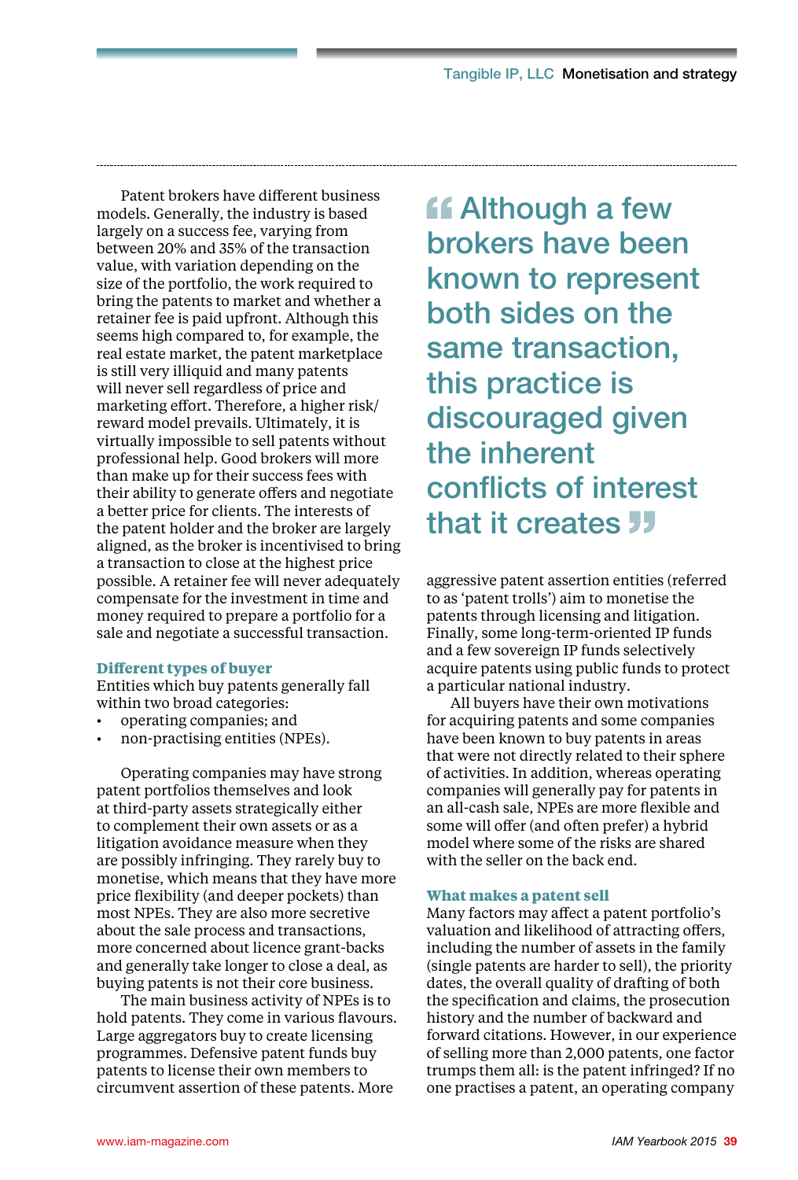Patent brokers have different business models. Generally, the industry is based largely on a success fee, varying from between 20% and 35% of the transaction value, with variation depending on the size of the portfolio, the work required to bring the patents to market and whether a retainer fee is paid upfront. Although this seems high compared to, for example, the real estate market, the patent marketplace is still very illiquid and many patents will never sell regardless of price and marketing effort. Therefore, a higher risk/reward model prevails. Ultimately, it is virtually impossible to sell patents without professional help. Good brokers will more than make up for their success fees with their ability to generate offers and negotiate a better price for clients. The interests of the patent holder and the broker are largely aligned, as the broker is incentivised to bring a transaction to close at the highest price possible. A retainer fee will never adequately compensate for the investment in time and money required to prepare a portfolio for a sale and negotiate a successful transaction.

### Different types of buyer

Entities which buy patents generally fall within two broad categories:

- operating companies; and
- non-practising entities (NPEs).

Operating companies may have strong patent portfolios themselves and look at third-party assets strategically either to complement their own assets or as a litigation avoidance measure when they are possibly infringing. They rarely buy to monetise, which means that they have more price flexibility (and deeper pockets) than most NPEs. They are also more secretive about the sale process and transactions, more concerned about licence grant-backs and generally take longer to close a deal, as buying patents is not their core business.

The main business activity of NPEs is to hold patents. They come in various flavours. Large aggregators buy to create licensing programmes. Defensive patent funds buy patents to license their own members to circumvent assertion of these patents. More aggressive patent assertion entities (referred to as 'patent trolls') aim to monetise the patents through licensing and litigation. Finally, some long-term-oriented IP funds and a few sovereign IP funds selectively acquire patents using public funds to protect a particular national industry.

> "Although a few brokers have been known to represent both sides on the same transaction, this practice is discouraged given the inherent conflicts of interest that it creates"

All buyers have their own motivations for acquiring patents and some companies have been known to buy patents in areas that were not directly related to their sphere of activities. In addition, whereas operating companies will generally pay for patents in an all-cash sale, NPEs are more flexible and some will offer (and often prefer) a hybrid model where some of the risks are shared with the seller on the back end.

### What makes a patent sell

Many factors may affect a patent portfolio's valuation and likelihood of attracting offers, including the number of assets in the family (single patents are harder to sell), the priority dates, the overall quality of drafting of both the specification and claims, the prosecution history and the number of backward and forward citations. However, in our experience of selling more than 2,000 patents, one factor trumps them all: is the patent infringed? If no one practises a patent, an operating company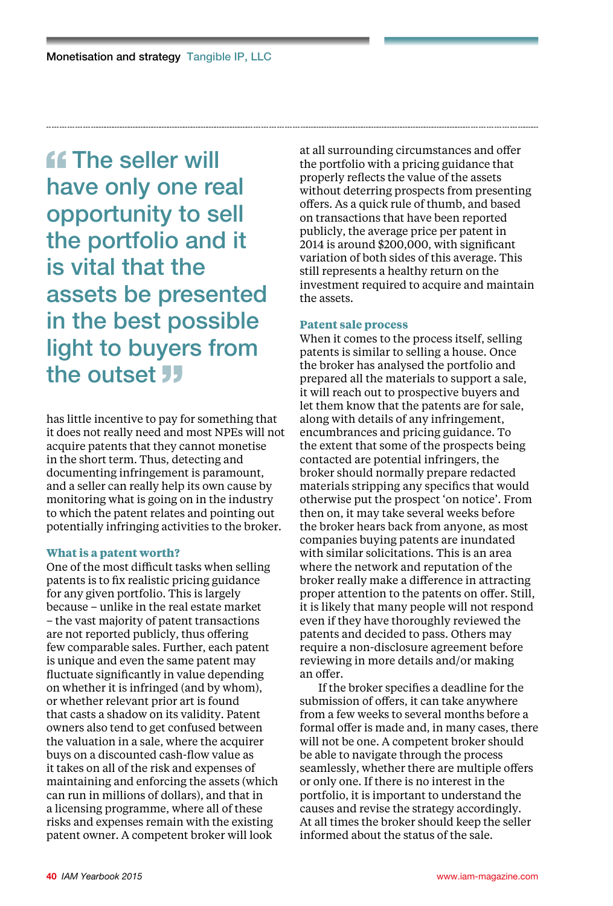> "The seller will have only one real opportunity to sell the portfolio and it is vital that the assets be presented in the best possible light to buyers from the outset"

has little incentive to pay for something that it does not really need and most NPEs will not acquire patents that they cannot monetise in the short term. Thus, detecting and documenting infringement is paramount, and a seller can really help its own cause by monitoring what is going on in the industry to which the patent relates and pointing out potentially infringing activities to the broker.

### What is a patent worth?

One of the most difficult tasks when selling patents is to fix realistic pricing guidance for any given portfolio. This is largely because – unlike in the real estate market – the vast majority of patent transactions are not reported publicly, thus offering few comparable sales. Further, each patent is unique and even the same patent may fluctuate significantly in value depending on whether it is infringed (and by whom), or whether relevant prior art is found that casts a shadow on its validity. Patent owners also tend to get confused between the valuation in a sale, where the acquirer buys on a discounted cash-flow value as it takes on all of the risk and expenses of maintaining and enforcing the assets (which can run in millions of dollars), and that in a licensing programme, where all of these risks and expenses remain with the existing patent owner. A competent broker will look at all surrounding circumstances and offer the portfolio with a pricing guidance that properly reflects the value of the assets without deterring prospects from presenting offers. As a quick rule of thumb, and based on transactions that have been reported publicly, the average price per patent in 2014 is around $200,000, with significant variation of both sides of this average. This still represents a healthy return on the investment required to acquire and maintain the assets.

### Patent sale process

When it comes to the process itself, selling patents is similar to selling a house. Once the broker has analysed the portfolio and prepared all the materials to support a sale, it will reach out to prospective buyers and let them know that the patents are for sale, along with details of any infringement, encumbrances and pricing guidance. To the extent that some of the prospects being contacted are potential infringers, the broker should normally prepare redacted materials stripping any specifics that would otherwise put the prospect 'on notice'. From then on, it may take several weeks before the broker hears back from anyone, as most companies buying patents are inundated with similar solicitations. This is an area where the network and reputation of the broker really make a difference in attracting proper attention to the patents on offer. Still, it is likely that many people will not respond even if they have thoroughly reviewed the patents and decided to pass. Others may require a non-disclosure agreement before reviewing in more details and/or making an offer.

If the broker specifies a deadline for the submission of offers, it can take anywhere from a few weeks to several months before a formal offer is made and, in many cases, there will not be one. A competent broker should be able to navigate through the process seamlessly, whether there are multiple offers or only one. If there is no interest in the portfolio, it is important to understand the causes and revise the strategy accordingly. At all times the broker should keep the seller informed about the status of the sale.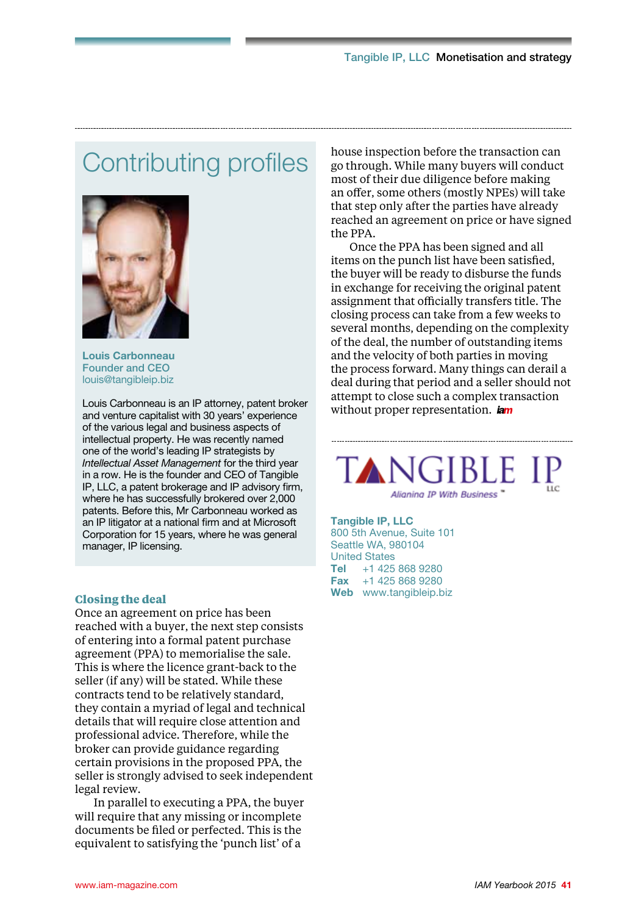## Contributing profiles

**Louis Carbonneau**
**Founder and CEO**
louis@tangibleip.biz

Louis Carbonneau is an IP attorney, patent broker and venture capitalist with 30 years' experience of the various legal and business aspects of intellectual property. He was recently named one of the world's leading IP strategists by *Intellectual Asset Management* for the third year in a row. He is the founder and CEO of Tangible IP, LLC, a patent brokerage and IP advisory firm, where he has successfully brokered over 2,000 patents. Before this, Mr Carbonneau worked as an IP litigator at a national firm and at Microsoft Corporation for 15 years, where he was general manager, IP licensing.

### Closing the deal

Once an agreement on price has been reached with a buyer, the next step consists of entering into a formal patent purchase agreement (PPA) to memorialise the sale. This is where the licence grant-back to the seller (if any) will be stated. While these contracts tend to be relatively standard, they contain a myriad of legal and technical details that will require close attention and professional advice. Therefore, while the broker can provide guidance regarding certain provisions in the proposed PPA, the seller is strongly advised to seek independent legal review.

In parallel to executing a PPA, the buyer will require that any missing or incomplete documents be filed or perfected. This is the equivalent to satisfying the 'punch list' of a house inspection before the transaction can go through. While many buyers will conduct most of their due diligence before making an offer, some others (mostly NPEs) will take that step only after the parties have already reached an agreement on price or have signed the PPA.

Once the PPA has been signed and all items on the punch list have been satisfied, the buyer will be ready to disburse the funds in exchange for receiving the original patent assignment that officially transfers title. The closing process can take from a few weeks to several months, depending on the complexity of the deal, the number of outstanding items and the velocity of both parties in moving the process forward. Many things can derail a deal during that period and a seller should not attempt to close such a complex transaction without proper representation. *iam*

TANGIBLE IP LLC
Aligning IP With Business™

**Tangible IP, LLC**
800 5th Avenue, Suite 101
Seattle WA, 980104
United States
**Tel** +1 425 868 9280
**Fax** +1 425 868 9280
**Web** www.tangibleip.biz